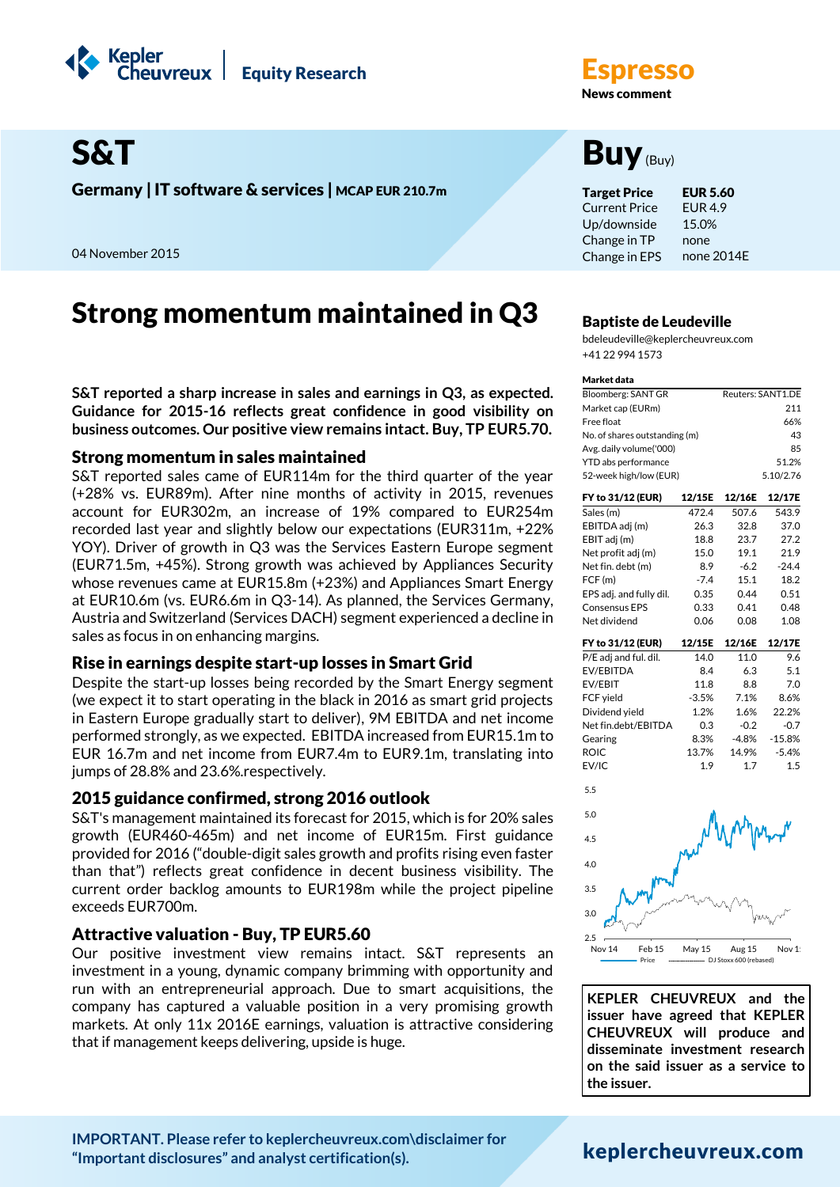Kepler Cheuvreux | Equity Research

**Espresso**
**News comment**

# S&T

**Germany | IT software & services | MCAP EUR 210.7m**

04 November 2015

# Buy (Buy)

| | |
|---|---|
| **Target Price** | **EUR 5.60** |
| Current Price | EUR 4.9 |
| Up/downside | 15.0% |
| Change in TP | none |
| Change in EPS | none 2014E |

# Strong momentum maintained in Q3

**Baptiste de Leudeville**
bdeleudeville@keplercheuvreux.com
+41 22 994 1573

**S&T reported a sharp increase in sales and earnings in Q3, as expected. Guidance for 2015-16 reflects great confidence in good visibility on business outcomes. Our positive view remains intact. Buy, TP EUR5.70.**

## Strong momentum in sales maintained

S&T reported sales came of EUR114m for the third quarter of the year (+28% vs. EUR89m). After nine months of activity in 2015, revenues account for EUR302m, an increase of 19% compared to EUR254m recorded last year and slightly below our expectations (EUR311m, +22% YOY). Driver of growth in Q3 was the Services Eastern Europe segment (EUR71.5m, +45%). Strong growth was achieved by Appliances Security whose revenues came at EUR15.8m (+23%) and Appliances Smart Energy at EUR10.6m (vs. EUR6.6m in Q3-14). As planned, the Services Germany, Austria and Switzerland (Services DACH) segment experienced a decline in sales as focus in on enhancing margins.

## Rise in earnings despite start-up losses in Smart Grid

Despite the start-up losses being recorded by the Smart Energy segment (we expect it to start operating in the black in 2016 as smart grid projects in Eastern Europe gradually start to deliver), 9M EBITDA and net income performed strongly, as we expected. EBITDA increased from EUR15.1m to EUR 16.7m and net income from EUR7.4m to EUR9.1m, translating into jumps of 28.8% and 23.6%.respectively.

## 2015 guidance confirmed, strong 2016 outlook

S&T's management maintained its forecast for 2015, which is for 20% sales growth (EUR460-465m) and net income of EUR15m. First guidance provided for 2016 ("double-digit sales growth and profits rising even faster than that") reflects great confidence in decent business visibility. The current order backlog amounts to EUR198m while the project pipeline exceeds EUR700m.

## Attractive valuation - Buy, TP EUR5.60

Our positive investment view remains intact. S&T represents an investment in a young, dynamic company brimming with opportunity and run with an entrepreneurial approach. Due to smart acquisitions, the company has captured a valuable position in a very promising growth markets. At only 11x 2016E earnings, valuation is attractive considering that if management keeps delivering, upside is huge.

**Market data**

| | |
|---|---|
| Bloomberg: SANT GR | Reuters: SANT1.DE |
| Market cap (EURm) | 211 |
| Free float | 66% |
| No. of shares outstanding (m) | 43 |
| Avg. daily volume('000) | 85 |
| YTD abs performance | 51.2% |
| 52-week high/low (EUR) | 5.10/2.76 |

| FY to 31/12 (EUR) | 12/15E | 12/16E | 12/17E |
|---|---|---|---|
| Sales (m) | 472.4 | 507.6 | 543.9 |
| EBITDA adj (m) | 26.3 | 32.8 | 37.0 |
| EBIT adj (m) | 18.8 | 23.7 | 27.2 |
| Net profit adj (m) | 15.0 | 19.1 | 21.9 |
| Net fin. debt (m) | 8.9 | -6.2 | -24.4 |
| FCF (m) | -7.4 | 15.1 | 18.2 |
| EPS adj. and fully dil. | 0.35 | 0.44 | 0.51 |
| Consensus EPS | 0.33 | 0.41 | 0.48 |
| Net dividend | 0.06 | 0.08 | 1.08 |

| FY to 31/12 (EUR) | 12/15E | 12/16E | 12/17E |
|---|---|---|---|
| P/E adj and ful. dil. | 14.0 | 11.0 | 9.6 |
| EV/EBITDA | 8.4 | 6.3 | 5.1 |
| EV/EBIT | 11.8 | 8.8 | 7.0 |
| FCF yield | -3.5% | 7.1% | 8.6% |
| Dividend yield | 1.2% | 1.6% | 22.2% |
| Net fin.debt/EBITDA | 0.3 | -0.2 | -0.7 |
| Gearing | 8.3% | -4.8% | -15.8% |
| ROIC | 13.7% | 14.9% | -5.4% |
| EV/IC | 1.9 | 1.7 | 1.5 |

Price — DJ Stoxx 600 (rebased)

**KEPLER CHEUVREUX and the issuer have agreed that KEPLER CHEUVREUX will produce and disseminate investment research on the said issuer as a service to the issuer.**

**IMPORTANT. Please refer to keplercheuvreux.com\disclaimer for "Important disclosures" and analyst certification(s).**

**keplercheuvreux.com**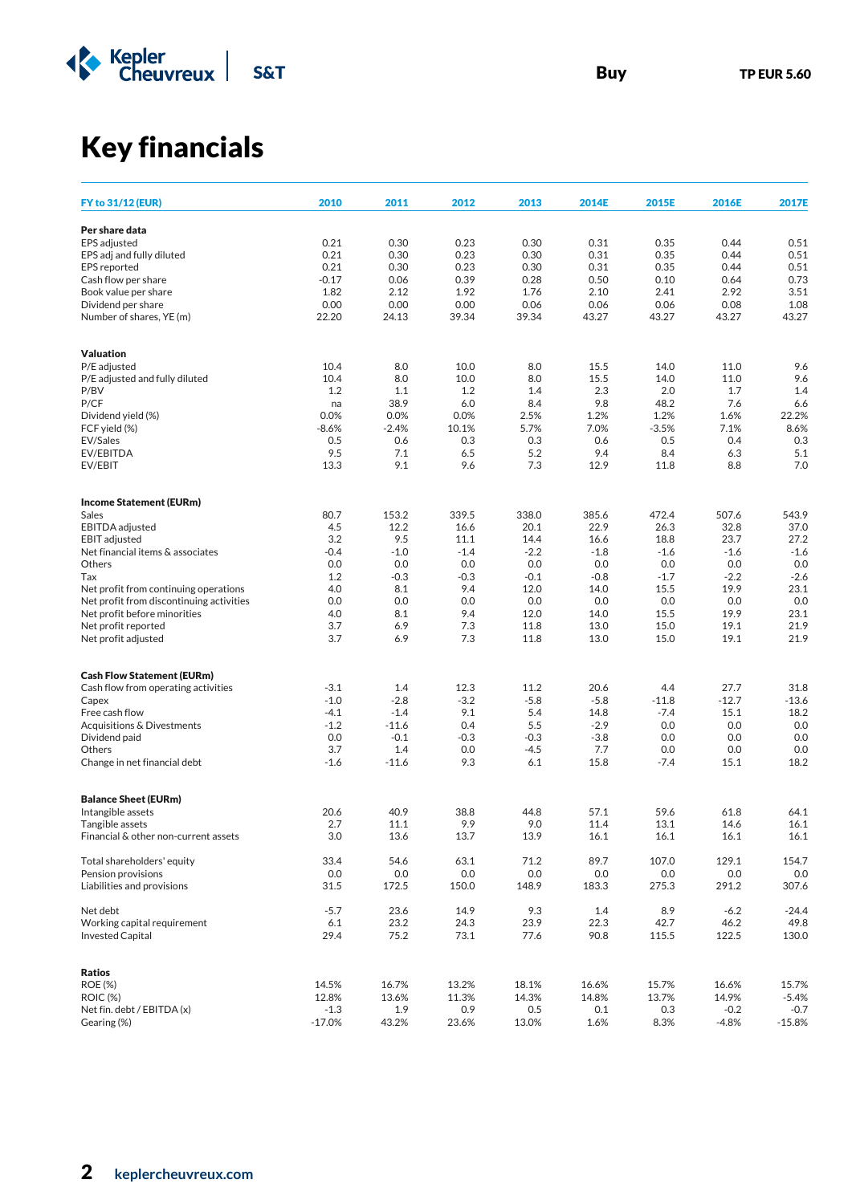Buy | TP EUR 5.60

# Key financials

| FY to 31/12 (EUR) | 2010 | 2011 | 2012 | 2013 | 2014E | 2015E | 2016E | 2017E |
|---|---|---|---|---|---|---|---|---|
| **Per share data** | | | | | | | | |
| EPS adjusted | 0.21 | 0.30 | 0.23 | 0.30 | 0.31 | 0.35 | 0.44 | 0.51 |
| EPS adj and fully diluted | 0.21 | 0.30 | 0.23 | 0.30 | 0.31 | 0.35 | 0.44 | 0.51 |
| EPS reported | 0.21 | 0.30 | 0.23 | 0.30 | 0.31 | 0.35 | 0.44 | 0.51 |
| Cash flow per share | -0.17 | 0.06 | 0.39 | 0.28 | 0.50 | 0.10 | 0.64 | 0.73 |
| Book value per share | 1.82 | 2.12 | 1.92 | 1.76 | 2.10 | 2.41 | 2.92 | 3.51 |
| Dividend per share | 0.00 | 0.00 | 0.00 | 0.06 | 0.06 | 0.06 | 0.08 | 1.08 |
| Number of shares, YE (m) | 22.20 | 24.13 | 39.34 | 39.34 | 43.27 | 43.27 | 43.27 | 43.27 |
| **Valuation** | | | | | | | | |
| P/E adjusted | 10.4 | 8.0 | 10.0 | 8.0 | 15.5 | 14.0 | 11.0 | 9.6 |
| P/E adjusted and fully diluted | 10.4 | 8.0 | 10.0 | 8.0 | 15.5 | 14.0 | 11.0 | 9.6 |
| P/BV | 1.2 | 1.1 | 1.2 | 1.4 | 2.3 | 2.0 | 1.7 | 1.4 |
| P/CF | na | 38.9 | 6.0 | 8.4 | 9.8 | 48.2 | 7.6 | 6.6 |
| Dividend yield (%) | 0.0% | 0.0% | 0.0% | 2.5% | 1.2% | 1.2% | 1.6% | 22.2% |
| FCF yield (%) | -8.6% | -2.4% | 10.1% | 5.7% | 7.0% | -3.5% | 7.1% | 8.6% |
| EV/Sales | 0.5 | 0.6 | 0.3 | 0.3 | 0.6 | 0.5 | 0.4 | 0.3 |
| EV/EBITDA | 9.5 | 7.1 | 6.5 | 5.2 | 9.4 | 8.4 | 6.3 | 5.1 |
| EV/EBIT | 13.3 | 9.1 | 9.6 | 7.3 | 12.9 | 11.8 | 8.8 | 7.0 |
| **Income Statement (EURm)** | | | | | | | | |
| Sales | 80.7 | 153.2 | 339.5 | 338.0 | 385.6 | 472.4 | 507.6 | 543.9 |
| EBITDA adjusted | 4.5 | 12.2 | 16.6 | 20.1 | 22.9 | 26.3 | 32.8 | 37.0 |
| EBIT adjusted | 3.2 | 9.5 | 11.1 | 14.4 | 16.6 | 18.8 | 23.7 | 27.2 |
| Net financial items & associates | -0.4 | -1.0 | -1.4 | -2.2 | -1.8 | -1.6 | -1.6 | -1.6 |
| Others | 0.0 | 0.0 | 0.0 | 0.0 | 0.0 | 0.0 | 0.0 | 0.0 |
| Tax | 1.2 | -0.3 | -0.3 | -0.1 | -0.8 | -1.7 | -2.2 | -2.6 |
| Net profit from continuing operations | 4.0 | 8.1 | 9.4 | 12.0 | 14.0 | 15.5 | 19.9 | 23.1 |
| Net profit from discontinuing activities | 0.0 | 0.0 | 0.0 | 0.0 | 0.0 | 0.0 | 0.0 | 0.0 |
| Net profit before minorities | 4.0 | 8.1 | 9.4 | 12.0 | 14.0 | 15.5 | 19.9 | 23.1 |
| Net profit reported | 3.7 | 6.9 | 7.3 | 11.8 | 13.0 | 15.0 | 19.1 | 21.9 |
| Net profit adjusted | 3.7 | 6.9 | 7.3 | 11.8 | 13.0 | 15.0 | 19.1 | 21.9 |
| **Cash Flow Statement (EURm)** | | | | | | | | |
| Cash flow from operating activities | -3.1 | 1.4 | 12.3 | 11.2 | 20.6 | 4.4 | 27.7 | 31.8 |
| Capex | -1.0 | -2.8 | -3.2 | -5.8 | -5.8 | -11.8 | -12.7 | -13.6 |
| Free cash flow | -4.1 | -1.4 | 9.1 | 5.4 | 14.8 | -7.4 | 15.1 | 18.2 |
| Acquisitions & Divestments | -1.2 | -11.6 | 0.4 | 5.5 | -2.9 | 0.0 | 0.0 | 0.0 |
| Dividend paid | 0.0 | -0.1 | -0.3 | -0.3 | -3.8 | 0.0 | 0.0 | 0.0 |
| Others | 3.7 | 1.4 | 0.0 | -4.5 | 7.7 | 0.0 | 0.0 | 0.0 |
| Change in net financial debt | -1.6 | -11.6 | 9.3 | 6.1 | 15.8 | -7.4 | 15.1 | 18.2 |
| **Balance Sheet (EURm)** | | | | | | | | |
| Intangible assets | 20.6 | 40.9 | 38.8 | 44.8 | 57.1 | 59.6 | 61.8 | 64.1 |
| Tangible assets | 2.7 | 11.1 | 9.9 | 9.0 | 11.4 | 13.1 | 14.6 | 16.1 |
| Financial & other non-current assets | 3.0 | 13.6 | 13.7 | 13.9 | 16.1 | 16.1 | 16.1 | 16.1 |
| Total shareholders' equity | 33.4 | 54.6 | 63.1 | 71.2 | 89.7 | 107.0 | 129.1 | 154.7 |
| Pension provisions | 0.0 | 0.0 | 0.0 | 0.0 | 0.0 | 0.0 | 0.0 | 0.0 |
| Liabilities and provisions | 31.5 | 172.5 | 150.0 | 148.9 | 183.3 | 275.3 | 291.2 | 307.6 |
| Net debt | -5.7 | 23.6 | 14.9 | 9.3 | 1.4 | 8.9 | -6.2 | -24.4 |
| Working capital requirement | 6.1 | 23.2 | 24.3 | 23.9 | 22.3 | 42.7 | 46.2 | 49.8 |
| Invested Capital | 29.4 | 75.2 | 73.1 | 77.6 | 90.8 | 115.5 | 122.5 | 130.0 |
| **Ratios** | | | | | | | | |
| ROE (%) | 14.5% | 16.7% | 13.2% | 18.1% | 16.6% | 15.7% | 16.6% | 15.7% |
| ROIC (%) | 12.8% | 13.6% | 11.3% | 14.3% | 14.8% | 13.7% | 14.9% | -5.4% |
| Net fin. debt / EBITDA (x) | -1.3 | 1.9 | 0.9 | 0.5 | 0.1 | 0.3 | -0.2 | -0.7 |
| Gearing (%) | -17.0% | 43.2% | 23.6% | 13.0% | 1.6% | 8.3% | -4.8% | -15.8% |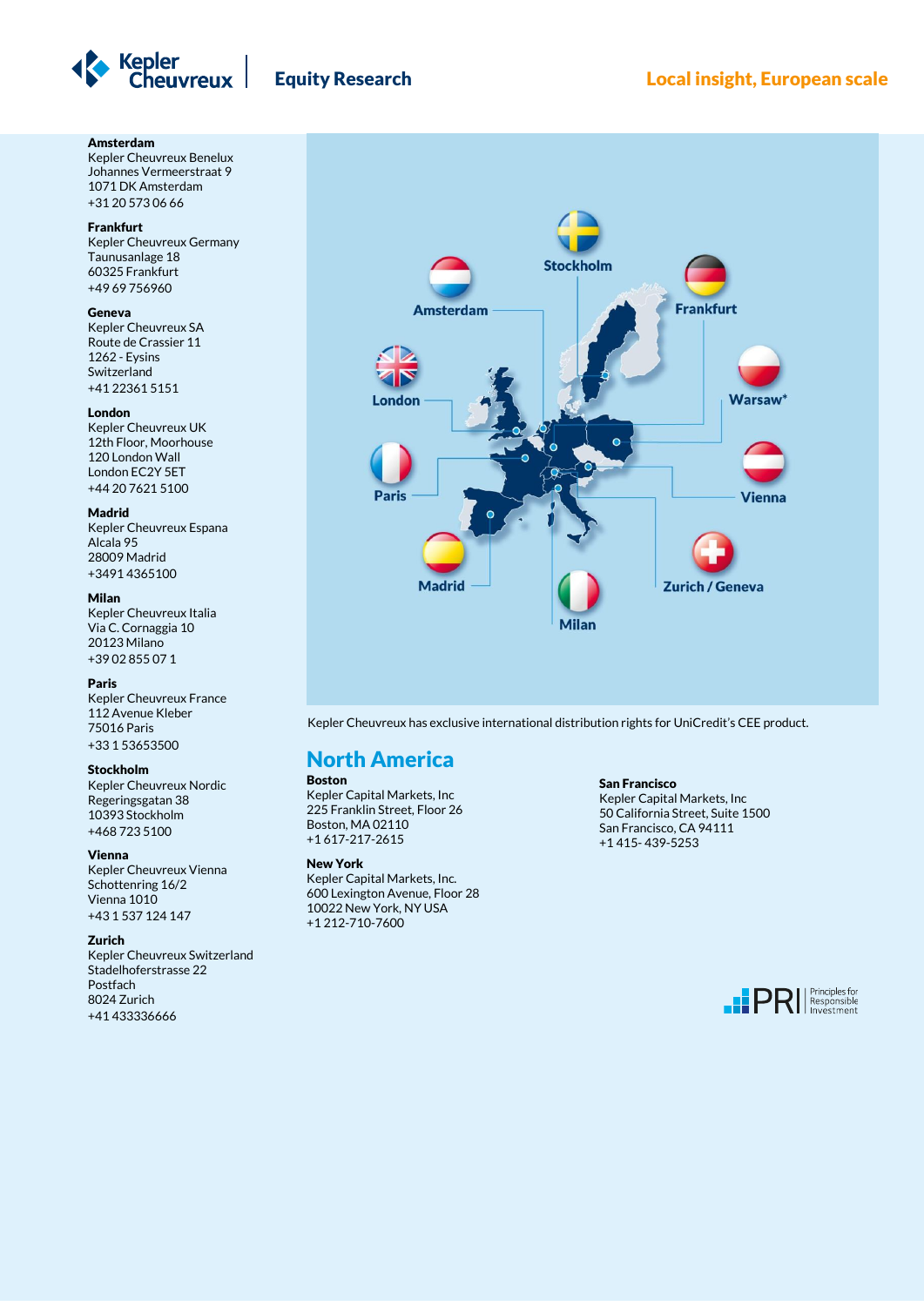Kepler Cheuvreux | **Equity Research**

**Local insight, European scale**

**Amsterdam**
Kepler Cheuvreux Benelux
Johannes Vermeerstraat 9
1071 DK Amsterdam
+31 20 573 06 66

**Frankfurt**
Kepler Cheuvreux Germany
Taunusanlage 18
60325 Frankfurt
+49 69 756960

**Geneva**
Kepler Cheuvreux SA
Route de Crassier 11
1262 - Eysins
Switzerland
+41 22361 5151

**London**
Kepler Cheuvreux UK
12th Floor, Moorhouse
120 London Wall
London EC2Y 5ET
+44 20 7621 5100

**Madrid**
Kepler Cheuvreux Espana
Alcala 95
28009 Madrid
+3491 4365100

**Milan**
Kepler Cheuvreux Italia
Via C. Cornaggia 10
20123 Milano
+39 02 855 07 1

**Paris**
Kepler Cheuvreux France
112 Avenue Kleber
75016 Paris
+33 1 53653500

**Stockholm**
Kepler Cheuvreux Nordic
Regeringsgatan 38
10393 Stockholm
+468 723 5100

**Vienna**
Kepler Cheuvreux Vienna
Schottenring 16/2
Vienna 1010
+43 1 537 124 147

**Zurich**
Kepler Cheuvreux Switzerland
Stadelhoferstrasse 22
Postfach
8024 Zurich
+41 433336666

Stockholm
Amsterdam
Frankfurt
London
Warsaw*
Paris
Vienna
Madrid
Zurich / Geneva
Milan

Kepler Cheuvreux has exclusive international distribution rights for UniCredit's CEE product.

## North America

**Boston**
Kepler Capital Markets, Inc
225 Franklin Street, Floor 26
Boston, MA 02110
+1 617-217-2615

**New York**
Kepler Capital Markets, Inc.
600 Lexington Avenue, Floor 28
10022 New York, NY USA
+1 212-710-7600

**San Francisco**
Kepler Capital Markets, Inc
50 California Street, Suite 1500
San Francisco, CA 94111
+1 415- 439-5253

PRI Principles for Responsible Investment